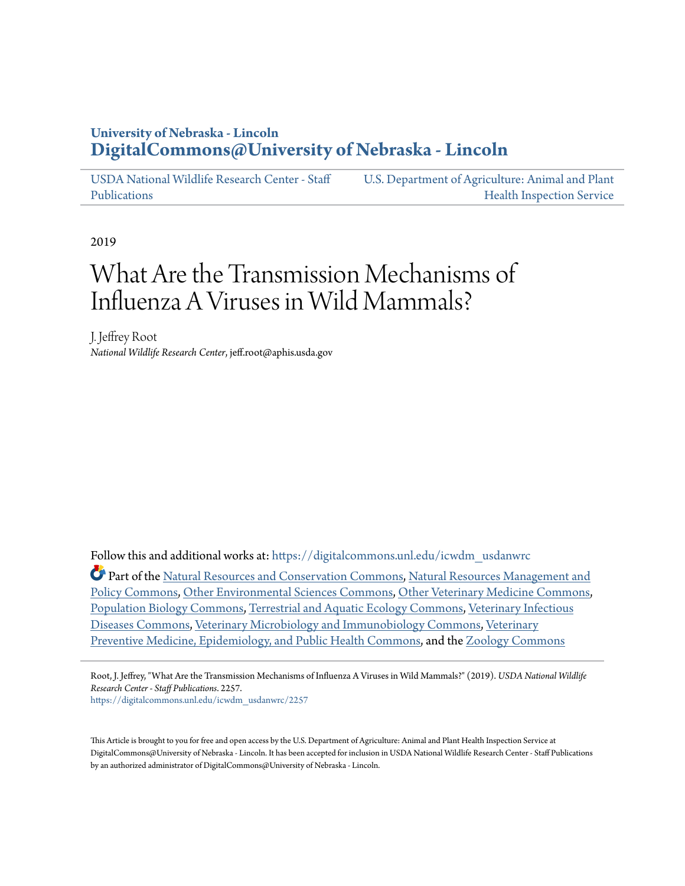University of Nebraska - Lincoln

**DigitalCommons@University of Nebraska - Lincoln**

USDA National Wildlife Research Center - Staff Publications

U.S. Department of Agriculture: Animal and Plant Health Inspection Service

2019

# What Are the Transmission Mechanisms of Influenza A Viruses in Wild Mammals?

J. Jeffrey Root

*National Wildlife Research Center*, jeff.root@aphis.usda.gov

Follow this and additional works at: https://digitalcommons.unl.edu/icwdm_usdanwrc

Part of the Natural Resources and Conservation Commons, Natural Resources Management and Policy Commons, Other Environmental Sciences Commons, Other Veterinary Medicine Commons, Population Biology Commons, Terrestrial and Aquatic Ecology Commons, Veterinary Infectious Diseases Commons, Veterinary Microbiology and Immunobiology Commons, Veterinary Preventive Medicine, Epidemiology, and Public Health Commons, and the Zoology Commons

Root, J. Jeffrey, "What Are the Transmission Mechanisms of Influenza A Viruses in Wild Mammals?" (2019). *USDA National Wildlife Research Center - Staff Publications*. 2257.
https://digitalcommons.unl.edu/icwdm_usdanwrc/2257

This Article is brought to you for free and open access by the U.S. Department of Agriculture: Animal and Plant Health Inspection Service at DigitalCommons@University of Nebraska - Lincoln. It has been accepted for inclusion in USDA National Wildlife Research Center - Staff Publications by an authorized administrator of DigitalCommons@University of Nebraska - Lincoln.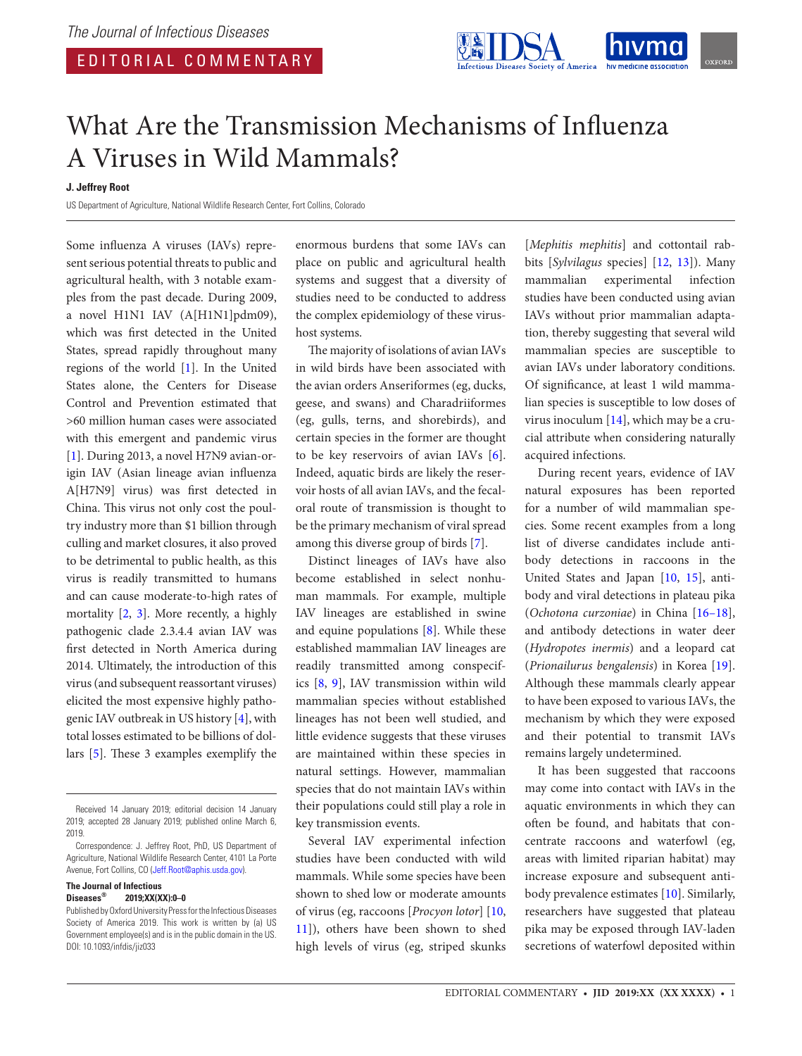# What Are the Transmission Mechanisms of Influenza A Viruses in Wild Mammals?

**J. Jeffrey Root**

US Department of Agriculture, National Wildlife Research Center, Fort Collins, Colorado

Some influenza A viruses (IAVs) represent serious potential threats to public and agricultural health, with 3 notable examples from the past decade. During 2009, a novel H1N1 IAV (A[H1N1]pdm09), which was first detected in the United States, spread rapidly throughout many regions of the world [1]. In the United States alone, the Centers for Disease Control and Prevention estimated that >60 million human cases were associated with this emergent and pandemic virus [1]. During 2013, a novel H7N9 avian-origin IAV (Asian lineage avian influenza A[H7N9] virus) was first detected in China. This virus not only cost the poultry industry more than $1 billion through culling and market closures, it also proved to be detrimental to public health, as this virus is readily transmitted to humans and can cause moderate-to-high rates of mortality [2, 3]. More recently, a highly pathogenic clade 2.3.4.4 avian IAV was first detected in North America during 2014. Ultimately, the introduction of this virus (and subsequent reassortant viruses) elicited the most expensive highly pathogenic IAV outbreak in US history [4], with total losses estimated to be billions of dollars [5]. These 3 examples exemplify the enormous burdens that some IAVs can place on public and agricultural health systems and suggest that a diversity of studies need to be conducted to address the complex epidemiology of these virus-host systems.

The majority of isolations of avian IAVs in wild birds have been associated with the avian orders Anseriformes (eg, ducks, geese, and swans) and Charadriiformes (eg, gulls, terns, and shorebirds), and certain species in the former are thought to be key reservoirs of avian IAVs [6]. Indeed, aquatic birds are likely the reservoir hosts of all avian IAVs, and the fecal-oral route of transmission is thought to be the primary mechanism of viral spread among this diverse group of birds [7].

Distinct lineages of IAVs have also become established in select nonhuman mammals. For example, multiple IAV lineages are established in swine and equine populations [8]. While these established mammalian IAV lineages are readily transmitted among conspecifics [8, 9], IAV transmission within wild mammalian species without established lineages has not been well studied, and little evidence suggests that these viruses are maintained within these species in natural settings. However, mammalian species that do not maintain IAVs within their populations could still play a role in key transmission events.

Several IAV experimental infection studies have been conducted with wild mammals. While some species have been shown to shed low or moderate amounts of virus (eg, raccoons [*Procyon lotor*] [10, 11]), others have been shown to shed high levels of virus (eg, striped skunks [*Mephitis mephitis*] and cottontail rabbits [*Sylvilagus* species] [12, 13]). Many mammalian experimental infection studies have been conducted using avian IAVs without prior mammalian adaptation, thereby suggesting that several wild mammalian species are susceptible to avian IAVs under laboratory conditions. Of significance, at least 1 wild mammalian species is susceptible to low doses of virus inoculum [14], which may be a crucial attribute when considering naturally acquired infections.

During recent years, evidence of IAV natural exposures has been reported for a number of wild mammalian species. Some recent examples from a long list of diverse candidates include antibody detections in raccoons in the United States and Japan [10, 15], antibody and viral detections in plateau pika (*Ochotona curzoniae*) in China [16–18], and antibody detections in water deer (*Hydropotes inermis*) and a leopard cat (*Prionailurus bengalensis*) in Korea [19]. Although these mammals clearly appear to have been exposed to various IAVs, the mechanism by which they were exposed and their potential to transmit IAVs remains largely undetermined.

It has been suggested that raccoons may come into contact with IAVs in the aquatic environments in which they can often be found, and habitats that concentrate raccoons and waterfowl (eg, areas with limited riparian habitat) may increase exposure and subsequent antibody prevalence estimates [10]. Similarly, researchers have suggested that plateau pika may be exposed through IAV-laden secretions of waterfowl deposited within

Received 14 January 2019; editorial decision 14 January 2019; accepted 28 January 2019; published online March 6, 2019.

Correspondence: J. Jeffrey Root, PhD, US Department of Agriculture, National Wildlife Research Center, 4101 La Porte Avenue, Fort Collins, CO (Jeff.Root@aphis.usda.gov).

**The Journal of Infectious Diseases® 2019;XX(XX):0–0**

Published by Oxford University Press for the Infectious Diseases Society of America 2019. This work is written by (a) US Government employee(s) and is in the public domain in the US. DOI: 10.1093/infdis/jiz033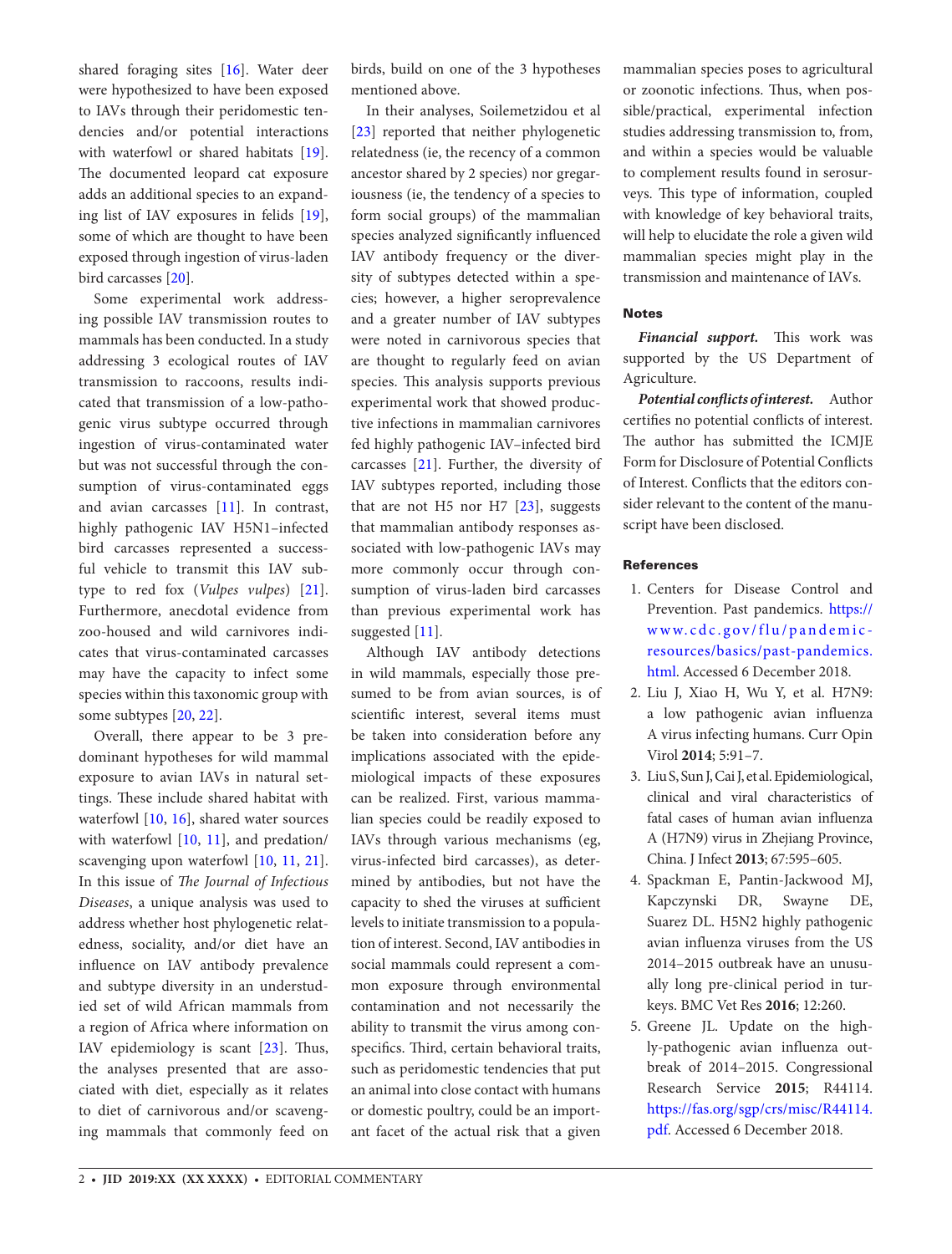shared foraging sites [16]. Water deer were hypothesized to have been exposed to IAVs through their peridomestic tendencies and/or potential interactions with waterfowl or shared habitats [19]. The documented leopard cat exposure adds an additional species to an expanding list of IAV exposures in felids [19], some of which are thought to have been exposed through ingestion of virus-laden bird carcasses [20].

Some experimental work addressing possible IAV transmission routes to mammals has been conducted. In a study addressing 3 ecological routes of IAV transmission to raccoons, results indicated that transmission of a low-pathogenic virus subtype occurred through ingestion of virus-contaminated water but was not successful through the consumption of virus-contaminated eggs and avian carcasses [11]. In contrast, highly pathogenic IAV H5N1–infected bird carcasses represented a successful vehicle to transmit this IAV subtype to red fox (*Vulpes vulpes*) [21]. Furthermore, anecdotal evidence from zoo-housed and wild carnivores indicates that virus-contaminated carcasses may have the capacity to infect some species within this taxonomic group with some subtypes [20, 22].

Overall, there appear to be 3 predominant hypotheses for wild mammal exposure to avian IAVs in natural settings. These include shared habitat with waterfowl [10, 16], shared water sources with waterfowl [10, 11], and predation/scavenging upon waterfowl [10, 11, 21]. In this issue of *The Journal of Infectious Diseases*, a unique analysis was used to address whether host phylogenetic relatedness, sociality, and/or diet have an influence on IAV antibody prevalence and subtype diversity in an understudied set of wild African mammals from a region of Africa where information on IAV epidemiology is scant [23]. Thus, the analyses presented that are associated with diet, especially as it relates to diet of carnivorous and/or scavenging mammals that commonly feed on birds, build on one of the 3 hypotheses mentioned above.

In their analyses, Soilemetzidou et al [23] reported that neither phylogenetic relatedness (ie, the recency of a common ancestor shared by 2 species) nor gregariousness (ie, the tendency of a species to form social groups) of the mammalian species analyzed significantly influenced IAV antibody frequency or the diversity of subtypes detected within a species; however, a higher seroprevalence and a greater number of IAV subtypes were noted in carnivorous species that are thought to regularly feed on avian species. This analysis supports previous experimental work that showed productive infections in mammalian carnivores fed highly pathogenic IAV–infected bird carcasses [21]. Further, the diversity of IAV subtypes reported, including those that are not H5 nor H7 [23], suggests that mammalian antibody responses associated with low-pathogenic IAVs may more commonly occur through consumption of virus-laden bird carcasses than previous experimental work has suggested [11].

Although IAV antibody detections in wild mammals, especially those presumed to be from avian sources, is of scientific interest, several items must be taken into consideration before any implications associated with the epidemiological impacts of these exposures can be realized. First, various mammalian species could be readily exposed to IAVs through various mechanisms (eg, virus-infected bird carcasses), as determined by antibodies, but not have the capacity to shed the viruses at sufficient levels to initiate transmission to a population of interest. Second, IAV antibodies in social mammals could represent a common exposure through environmental contamination and not necessarily the ability to transmit the virus among conspecifics. Third, certain behavioral traits, such as peridomestic tendencies that put an animal into close contact with humans or domestic poultry, could be an important facet of the actual risk that a given mammalian species poses to agricultural or zoonotic infections. Thus, when possible/practical, experimental infection studies addressing transmission to, from, and within a species would be valuable to complement results found in serosurveys. This type of information, coupled with knowledge of key behavioral traits, will help to elucidate the role a given wild mammalian species might play in the transmission and maintenance of IAVs.

## Notes

***Financial support.*** This work was supported by the US Department of Agriculture.

***Potential conflicts of interest.*** Author certifies no potential conflicts of interest. The author has submitted the ICMJE Form for Disclosure of Potential Conflicts of Interest. Conflicts that the editors consider relevant to the content of the manuscript have been disclosed.

## References

1. Centers for Disease Control and Prevention. Past pandemics. https://www.cdc.gov/flu/pandemic-resources/basics/past-pandemics.html. Accessed 6 December 2018.
2. Liu J, Xiao H, Wu Y, et al. H7N9: a low pathogenic avian influenza A virus infecting humans. Curr Opin Virol **2014**; 5:91–7.
3. Liu S, Sun J, Cai J, et al. Epidemiological, clinical and viral characteristics of fatal cases of human avian influenza A (H7N9) virus in Zhejiang Province, China. J Infect **2013**; 67:595–605.
4. Spackman E, Pantin-Jackwood MJ, Kapczynski DR, Swayne DE, Suarez DL. H5N2 highly pathogenic avian influenza viruses from the US 2014–2015 outbreak have an unusually long pre-clinical period in turkeys. BMC Vet Res **2016**; 12:260.
5. Greene JL. Update on the highly-pathogenic avian influenza outbreak of 2014–2015. Congressional Research Service **2015**; R44114. https://fas.org/sgp/crs/misc/R44114.pdf. Accessed 6 December 2018.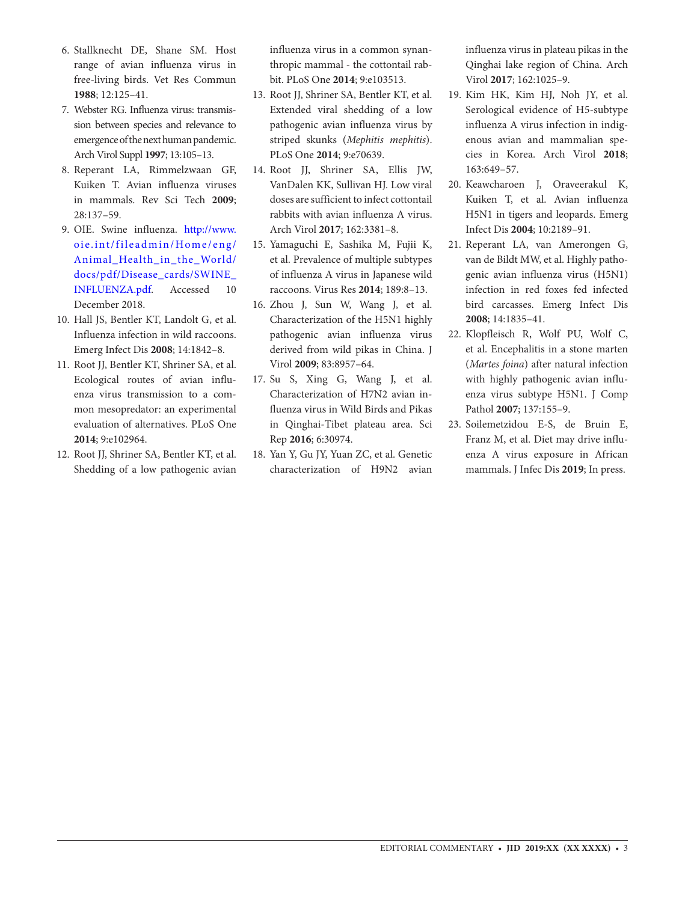6. Stallknecht DE, Shane SM. Host range of avian influenza virus in free-living birds. Vet Res Commun **1988**; 12:125–41.
7. Webster RG. Influenza virus: transmission between species and relevance to emergence of the next human pandemic. Arch Virol Suppl **1997**; 13:105–13.
8. Reperant LA, Rimmelzwaan GF, Kuiken T. Avian influenza viruses in mammals. Rev Sci Tech **2009**; 28:137–59.
9. OIE. Swine influenza. http://www.oie.int/fileadmin/Home/eng/Animal_Health_in_the_World/docs/pdf/Disease_cards/SWINE_INFLUENZA.pdf. Accessed 10 December 2018.
10. Hall JS, Bentler KT, Landolt G, et al. Influenza infection in wild raccoons. Emerg Infect Dis **2008**; 14:1842–8.
11. Root JJ, Bentler KT, Shriner SA, et al. Ecological routes of avian influenza virus transmission to a common mesopredator: an experimental evaluation of alternatives. PLoS One **2014**; 9:e102964.
12. Root JJ, Shriner SA, Bentler KT, et al. Shedding of a low pathogenic avian influenza virus in a common synanthropic mammal - the cottontail rabbit. PLoS One **2014**; 9:e103513.
13. Root JJ, Shriner SA, Bentler KT, et al. Extended viral shedding of a low pathogenic avian influenza virus by striped skunks (*Mephitis mephitis*). PLoS One **2014**; 9:e70639.
14. Root JJ, Shriner SA, Ellis JW, VanDalen KK, Sullivan HJ. Low viral doses are sufficient to infect cottontail rabbits with avian influenza A virus. Arch Virol **2017**; 162:3381–8.
15. Yamaguchi E, Sashika M, Fujii K, et al. Prevalence of multiple subtypes of influenza A virus in Japanese wild raccoons. Virus Res **2014**; 189:8–13.
16. Zhou J, Sun W, Wang J, et al. Characterization of the H5N1 highly pathogenic avian influenza virus derived from wild pikas in China. J Virol **2009**; 83:8957–64.
17. Su S, Xing G, Wang J, et al. Characterization of H7N2 avian influenza virus in Wild Birds and Pikas in Qinghai-Tibet plateau area. Sci Rep **2016**; 6:30974.
18. Yan Y, Gu JY, Yuan ZC, et al. Genetic characterization of H9N2 avian influenza virus in plateau pikas in the Qinghai lake region of China. Arch Virol **2017**; 162:1025–9.
19. Kim HK, Kim HJ, Noh JY, et al. Serological evidence of H5-subtype influenza A virus infection in indigenous avian and mammalian species in Korea. Arch Virol **2018**; 163:649–57.
20. Keawcharoen J, Oraveerakul K, Kuiken T, et al. Avian influenza H5N1 in tigers and leopards. Emerg Infect Dis **2004**; 10:2189–91.
21. Reperant LA, van Amerongen G, van de Bildt MW, et al. Highly pathogenic avian influenza virus (H5N1) infection in red foxes fed infected bird carcasses. Emerg Infect Dis **2008**; 14:1835–41.
22. Klopfleisch R, Wolf PU, Wolf C, et al. Encephalitis in a stone marten (*Martes foina*) after natural infection with highly pathogenic avian influenza virus subtype H5N1. J Comp Pathol **2007**; 137:155–9.
23. Soilemetzidou E-S, de Bruin E, Franz M, et al. Diet may drive influenza A virus exposure in African mammals. J Infec Dis **2019**; In press.